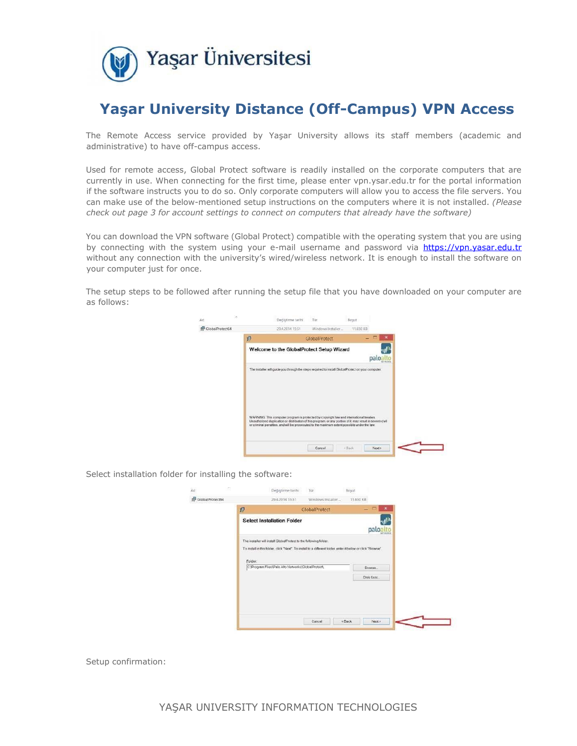Yaşar Üniversitesi

# Yaşar University Distance (Off-Campus) VPN Access

The Remote Access service provided by Yaşar University allows its staff members (academic and administrative) to have off-campus access.

Used for remote access, Global Protect software is readily installed on the corporate computers that are currently in use. When connecting for the first time, please enter vpn.ysar.edu.tr for the portal information if the software instructs you to do so. Only corporate computers will allow you to access the file servers. You can make use of the below-mentioned setup instructions on the computers where it is not installed. *(Please check out page 3 for account settings to connect on computers that already have the software)*

You can download the VPN software (Global Protect) compatible with the operating system that you are using by connecting with the system using your e-mail username and password via https://vpn.yasar.edu.tr without any connection with the university's wired/wireless network. It is enough to install the software on your computer just for once.

The setup steps to be followed after running the setup file that you have downloaded on your computer are as follows:

Select installation folder for installing the software:

Setup confirmation: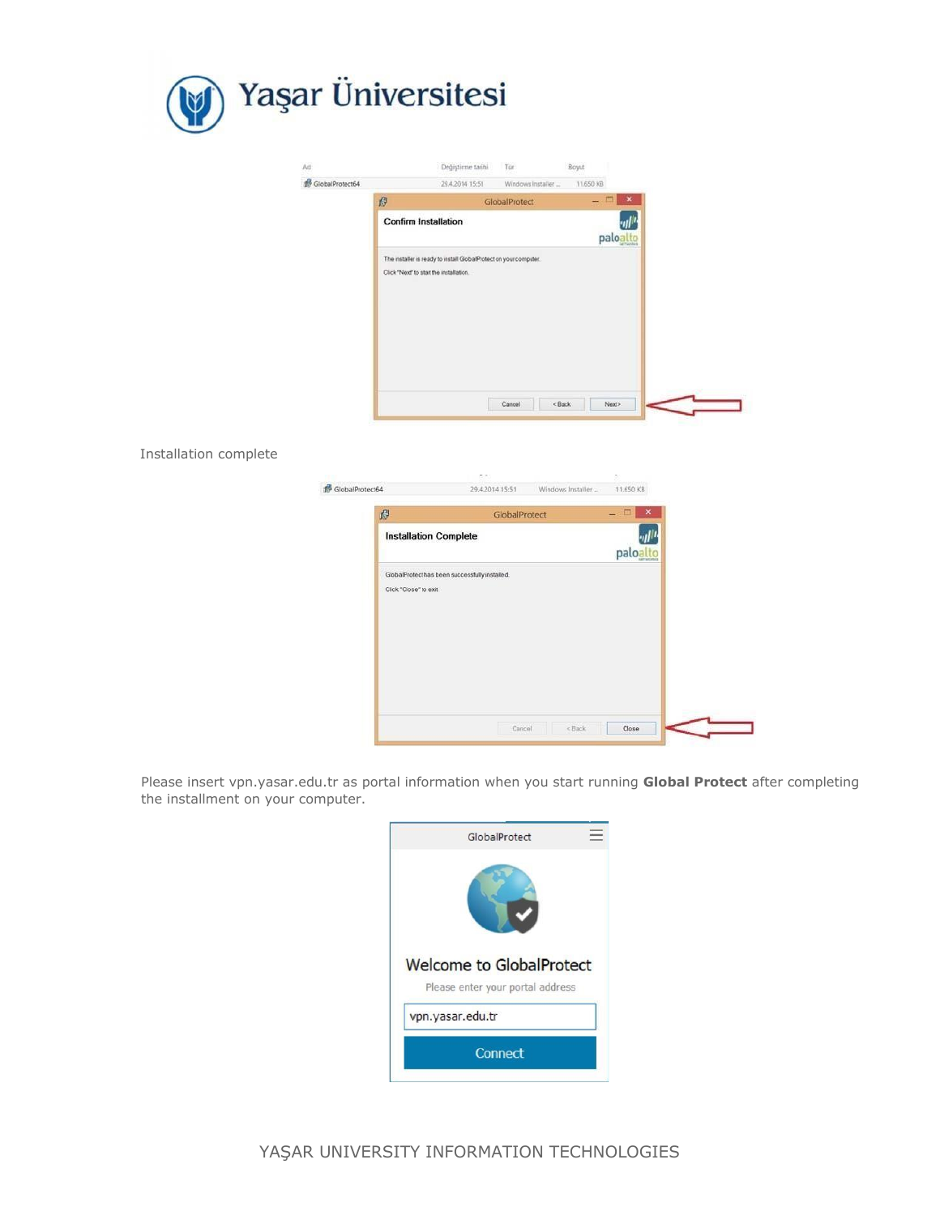Installation complete

Please insert vpn.yasar.edu.tr as portal information when you start running **Global Protect** after completing the installment on your computer.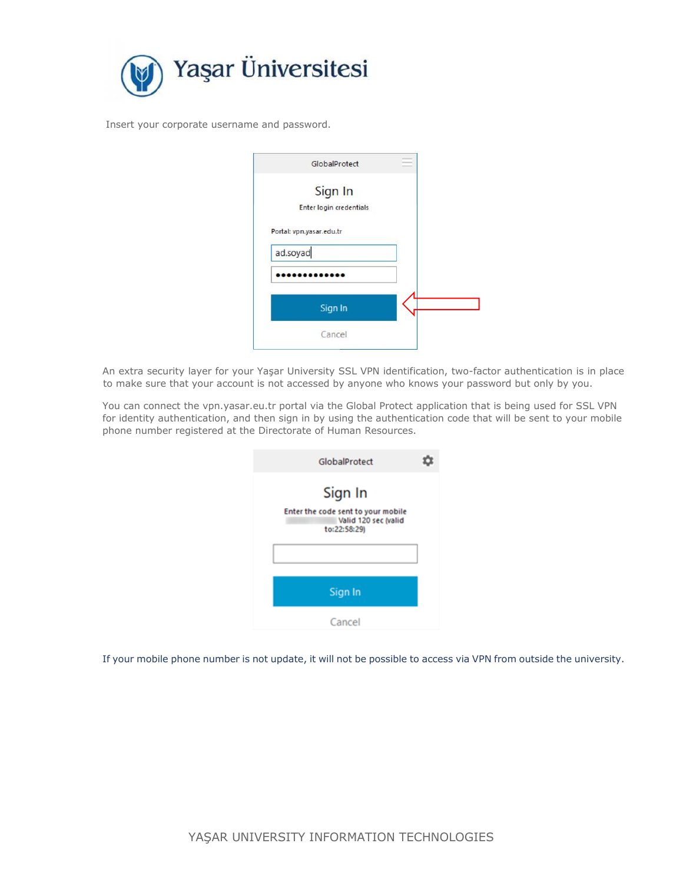Insert your corporate username and password.

An extra security layer for your Yaşar University SSL VPN identification, two-factor authentication is in place to make sure that your account is not accessed by anyone who knows your password but only by you.

You can connect the vpn.yasar.eu.tr portal via the Global Protect application that is being used for SSL VPN for identity authentication, and then sign in by using the authentication code that will be sent to your mobile phone number registered at the Directorate of Human Resources.

If your mobile phone number is not update, it will not be possible to access via VPN from outside the university.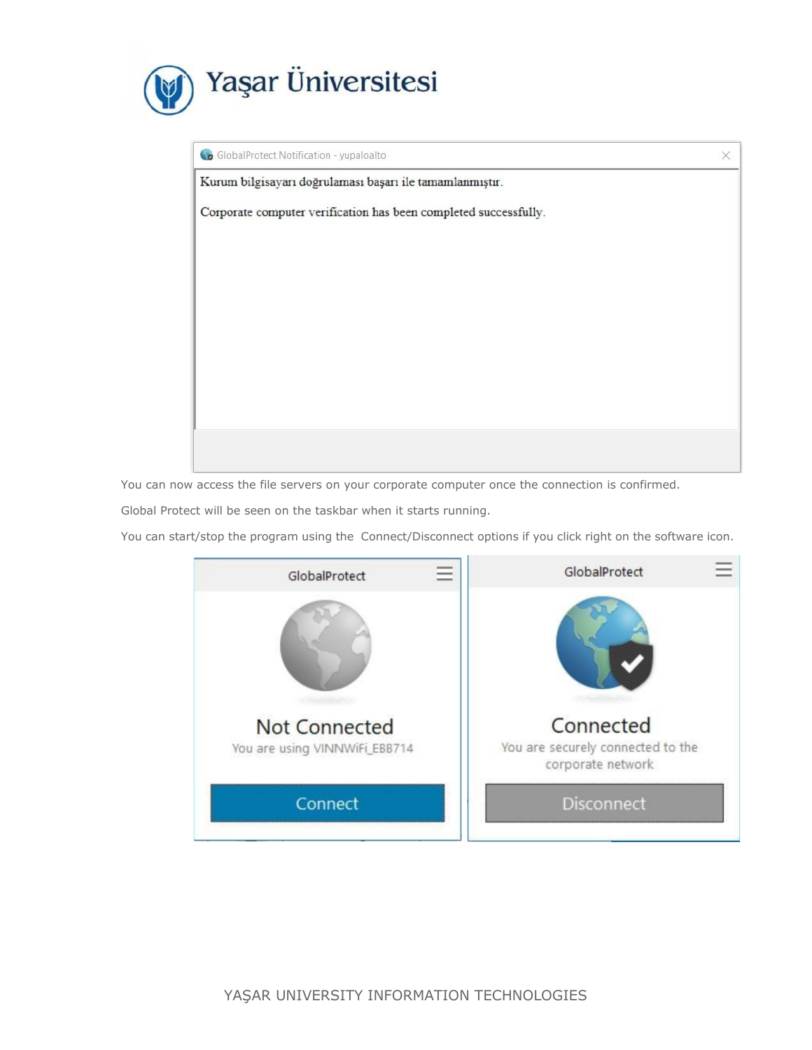GlobalProtect Notification - yupaloalto

Kurum bilgisayarı doğrulaması başarı ile tamamlanmıştır.

Corporate computer verification has been completed successfully.

You can now access the file servers on your corporate computer once the connection is confirmed.

Global Protect will be seen on the taskbar when it starts running.

You can start/stop the program using the Connect/Disconnect options if you click right on the software icon.

GlobalProtect

Not Connected

You are using VINNWiFi_EBB714

Connect

GlobalProtect

Connected

You are securely connected to the corporate network

Disconnect